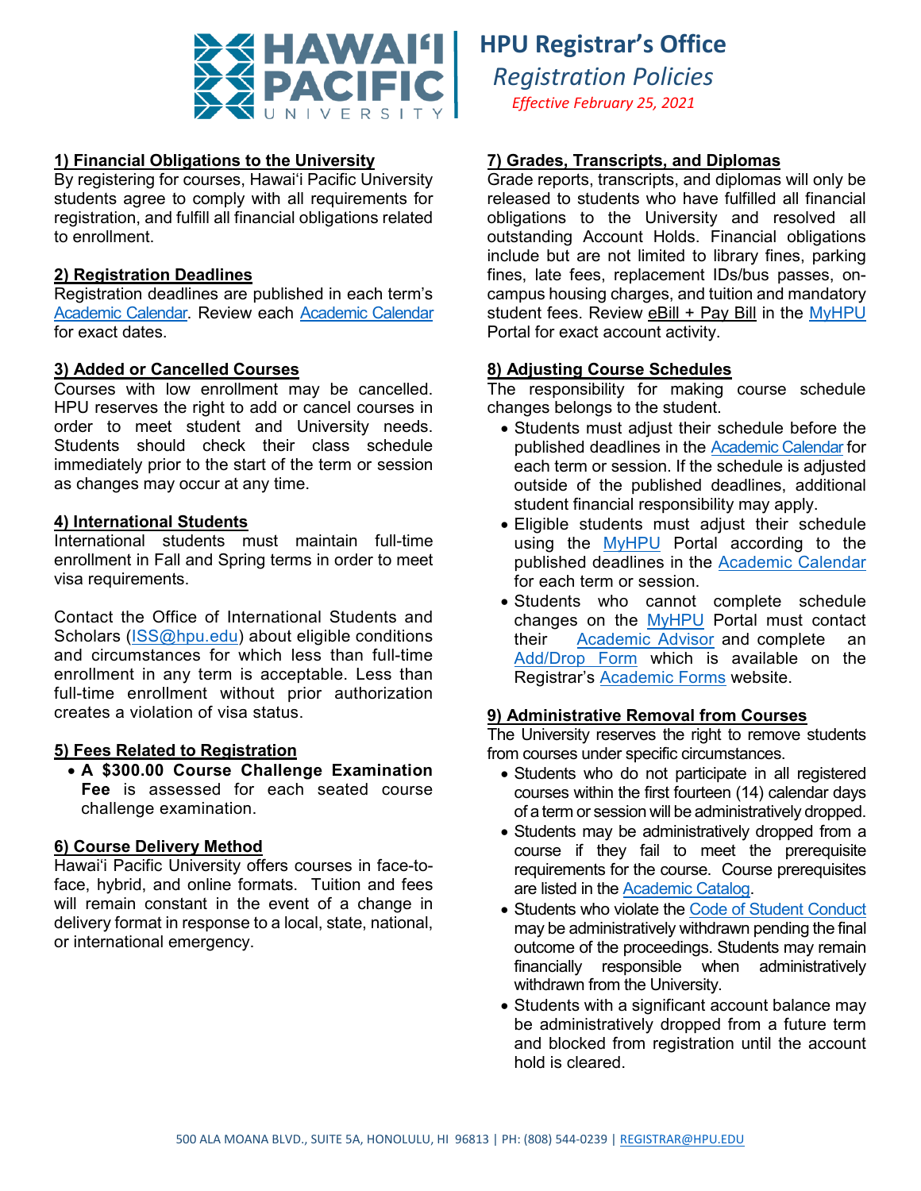# HPU Registrar's Office

## *Registration Policies*

*Effective February 25, 2021*

### 1) Financial Obligations to the University

By registering for courses, Hawaiʻi Pacific University students agree to comply with all requirements for registration, and fulfill all financial obligations related to enrollment.

### 2) Registration Deadlines

Registration deadlines are published in each term's Academic Calendar. Review each Academic Calendar for exact dates.

### 3) Added or Cancelled Courses

Courses with low enrollment may be cancelled. HPU reserves the right to add or cancel courses in order to meet student and University needs. Students should check their class schedule immediately prior to the start of the term or session as changes may occur at any time.

### 4) International Students

International students must maintain full-time enrollment in Fall and Spring terms in order to meet visa requirements.

Contact the Office of International Students and Scholars (ISS@hpu.edu) about eligible conditions and circumstances for which less than full-time enrollment in any term is acceptable. Less than full-time enrollment without prior authorization creates a violation of visa status.

### 5) Fees Related to Registration

- **A $300.00 Course Challenge Examination Fee** is assessed for each seated course challenge examination.

### 6) Course Delivery Method

Hawaiʻi Pacific University offers courses in face-to-face, hybrid, and online formats. Tuition and fees will remain constant in the event of a change in delivery format in response to a local, state, national, or international emergency.

### 7) Grades, Transcripts, and Diplomas

Grade reports, transcripts, and diplomas will only be released to students who have fulfilled all financial obligations to the University and resolved all outstanding Account Holds. Financial obligations include but are not limited to library fines, parking fines, late fees, replacement IDs/bus passes, on-campus housing charges, and tuition and mandatory student fees. Review eBill + Pay Bill in the MyHPU Portal for exact account activity.

### 8) Adjusting Course Schedules

The responsibility for making course schedule changes belongs to the student.

- Students must adjust their schedule before the published deadlines in the Academic Calendar for each term or session. If the schedule is adjusted outside of the published deadlines, additional student financial responsibility may apply.
- Eligible students must adjust their schedule using the MyHPU Portal according to the published deadlines in the Academic Calendar for each term or session.
- Students who cannot complete schedule changes on the MyHPU Portal must contact their Academic Advisor and complete an Add/Drop Form which is available on the Registrar's Academic Forms website.

### 9) Administrative Removal from Courses

The University reserves the right to remove students from courses under specific circumstances.

- Students who do not participate in all registered courses within the first fourteen (14) calendar days of a term or session will be administratively dropped.
- Students may be administratively dropped from a course if they fail to meet the prerequisite requirements for the course. Course prerequisites are listed in the Academic Catalog.
- Students who violate the Code of Student Conduct may be administratively withdrawn pending the final outcome of the proceedings. Students may remain financially responsible when administratively withdrawn from the University.
- Students with a significant account balance may be administratively dropped from a future term and blocked from registration until the account hold is cleared.

500 ALA MOANA BLVD., SUITE 5A, HONOLULU, HI 96813 | PH: (808) 544-0239 | REGISTRAR@HPU.EDU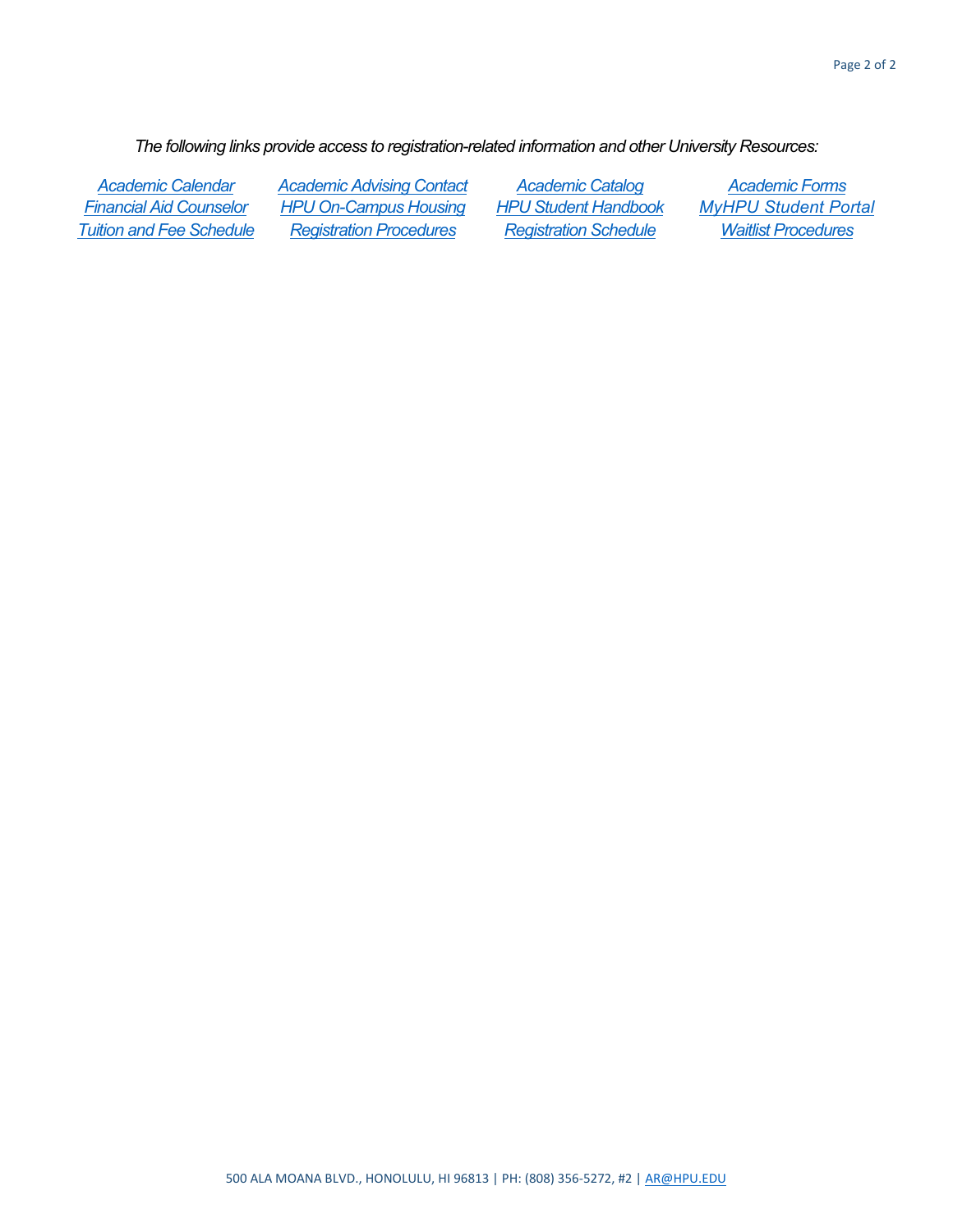*The following links provide access to registration-related information and other University Resources:*

| | | | |
|---|---|---|---|
| *Academic Calendar* | *Academic Advising Contact* | *Academic Catalog* | *Academic Forms* |
| *Financial Aid Counselor* | *HPU On-Campus Housing* | *HPU Student Handbook* | *MyHPU Student Portal* |
| *Tuition and Fee Schedule* | *Registration Procedures* | *Registration Schedule* | *Waitlist Procedures* |

500 ALA MOANA BLVD., HONOLULU, HI 96813 | PH: (808) 356-5272, #2 | AR@HPU.EDU